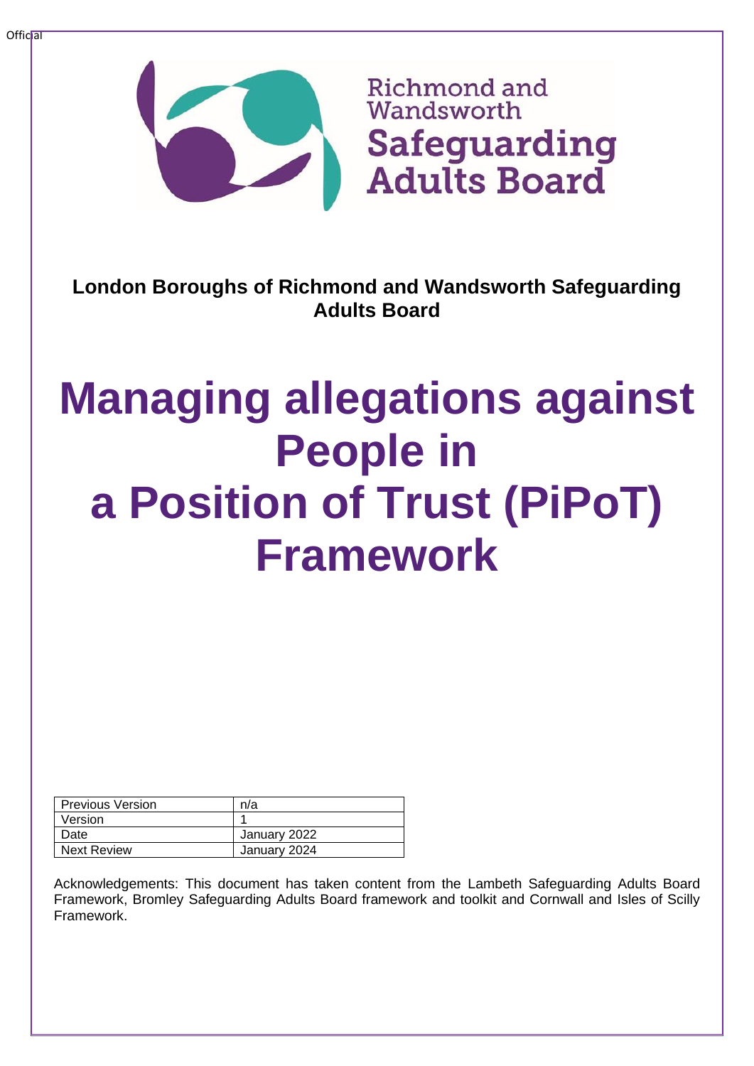Richmond and Wandsworth

**Safeguarding Adults Board**

**London Boroughs of Richmond and Wandsworth Safeguarding Adults Board**

# Managing allegations against People in a Position of Trust (PiPoT) Framework

| Previous Version | n/a |
|---|---|
| Version | 1 |
| Date | January 2022 |
| Next Review | January 2024 |

Acknowledgements: This document has taken content from the Lambeth Safeguarding Adults Board Framework, Bromley Safeguarding Adults Board framework and toolkit and Cornwall and Isles of Scilly Framework.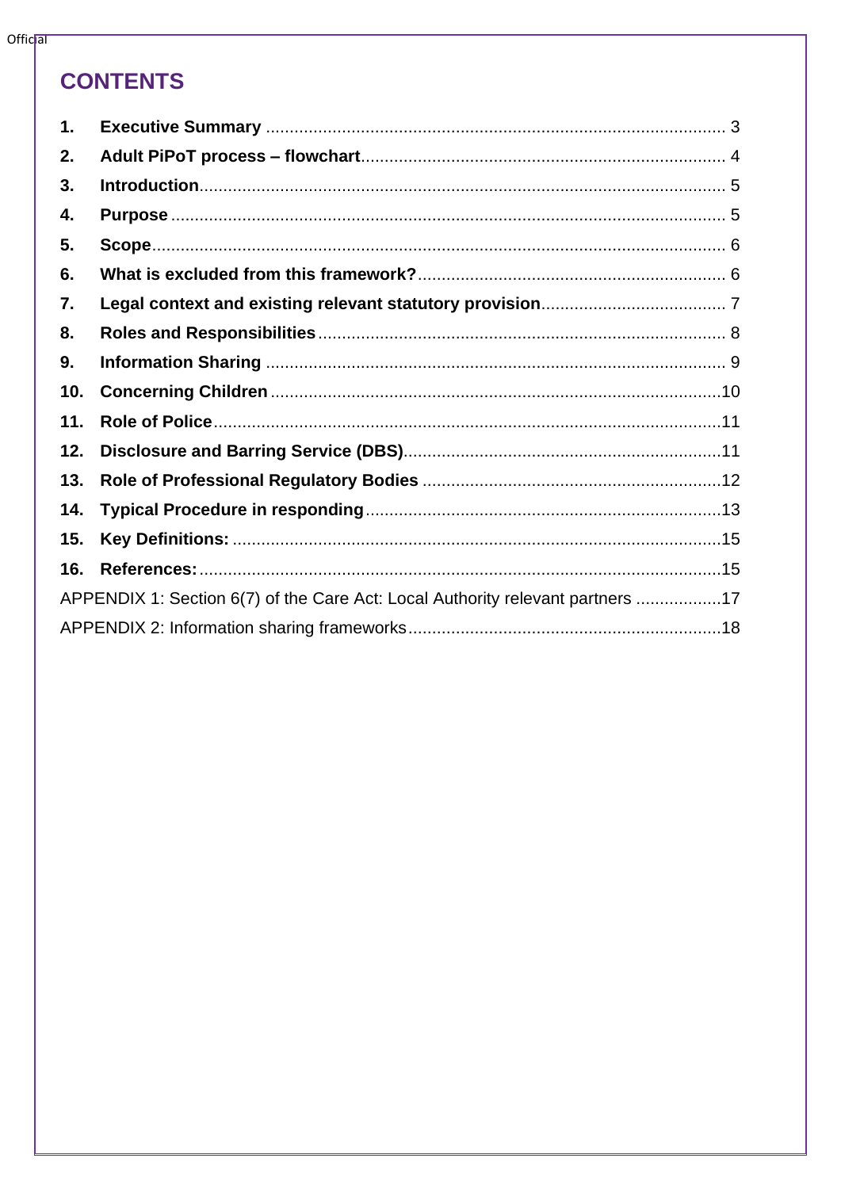# CONTENTS

| | | |
|---|---|---|
| **1.** | **Executive Summary** | 3 |
| **2.** | **Adult PiPoT process – flowchart** | 4 |
| **3.** | **Introduction** | 5 |
| **4.** | **Purpose** | 5 |
| **5.** | **Scope** | 6 |
| **6.** | **What is excluded from this framework?** | 6 |
| **7.** | **Legal context and existing relevant statutory provision** | 7 |
| **8.** | **Roles and Responsibilities** | 8 |
| **9.** | **Information Sharing** | 9 |
| **10.** | **Concerning Children** | 10 |
| **11.** | **Role of Police** | 11 |
| **12.** | **Disclosure and Barring Service (DBS)** | 11 |
| **13.** | **Role of Professional Regulatory Bodies** | 12 |
| **14.** | **Typical Procedure in responding** | 13 |
| **15.** | **Key Definitions:** | 15 |
| **16.** | **References:** | 15 |
| | APPENDIX 1: Section 6(7) of the Care Act: Local Authority relevant partners | 17 |
| | APPENDIX 2: Information sharing frameworks | 18 |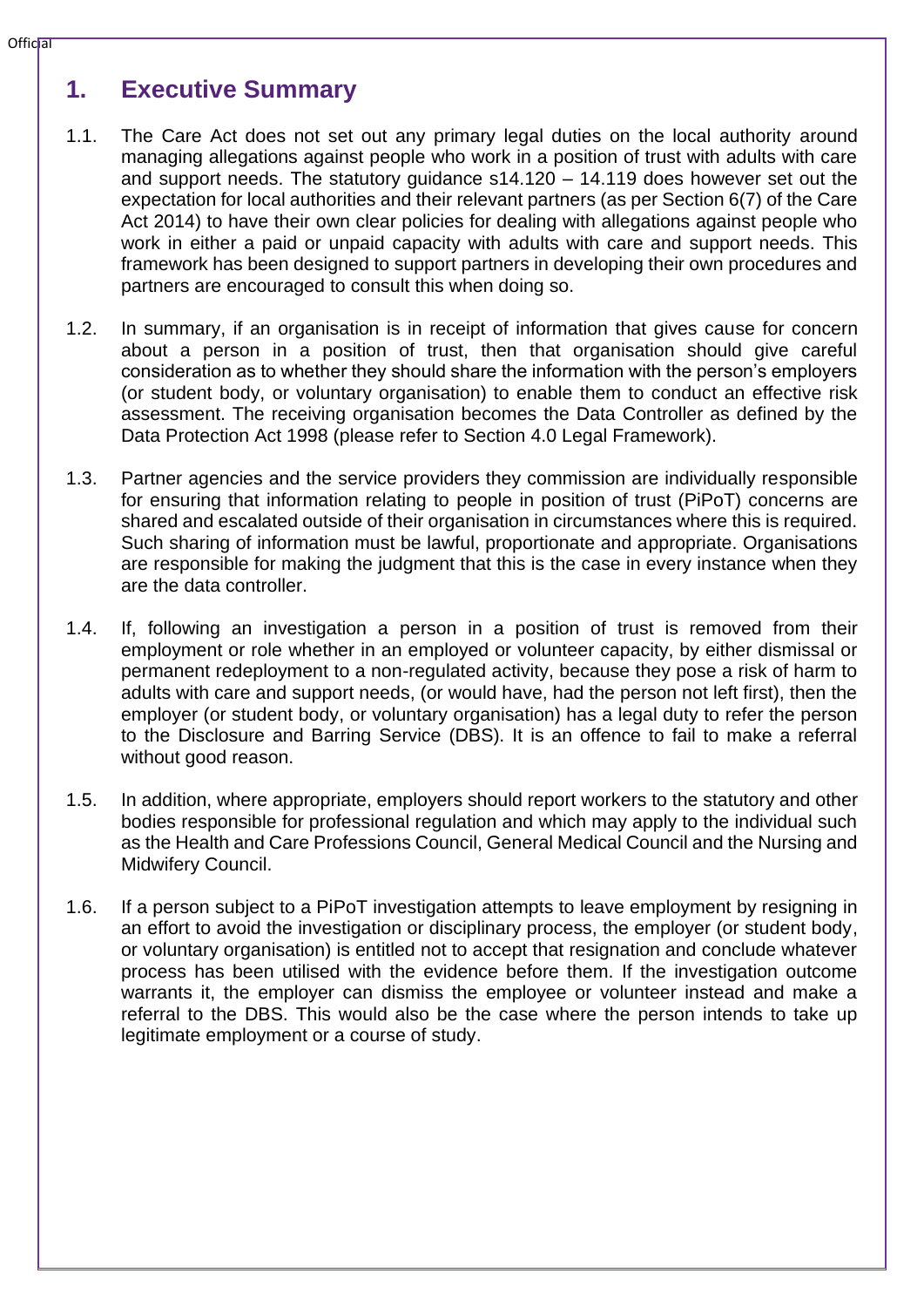# 1. Executive Summary

1.1. The Care Act does not set out any primary legal duties on the local authority around managing allegations against people who work in a position of trust with adults with care and support needs. The statutory guidance s14.120 – 14.119 does however set out the expectation for local authorities and their relevant partners (as per Section 6(7) of the Care Act 2014) to have their own clear policies for dealing with allegations against people who work in either a paid or unpaid capacity with adults with care and support needs. This framework has been designed to support partners in developing their own procedures and partners are encouraged to consult this when doing so.

1.2. In summary, if an organisation is in receipt of information that gives cause for concern about a person in a position of trust, then that organisation should give careful consideration as to whether they should share the information with the person's employers (or student body, or voluntary organisation) to enable them to conduct an effective risk assessment. The receiving organisation becomes the Data Controller as defined by the Data Protection Act 1998 (please refer to Section 4.0 Legal Framework).

1.3. Partner agencies and the service providers they commission are individually responsible for ensuring that information relating to people in position of trust (PiPoT) concerns are shared and escalated outside of their organisation in circumstances where this is required. Such sharing of information must be lawful, proportionate and appropriate. Organisations are responsible for making the judgment that this is the case in every instance when they are the data controller.

1.4. If, following an investigation a person in a position of trust is removed from their employment or role whether in an employed or volunteer capacity, by either dismissal or permanent redeployment to a non-regulated activity, because they pose a risk of harm to adults with care and support needs, (or would have, had the person not left first), then the employer (or student body, or voluntary organisation) has a legal duty to refer the person to the Disclosure and Barring Service (DBS). It is an offence to fail to make a referral without good reason.

1.5. In addition, where appropriate, employers should report workers to the statutory and other bodies responsible for professional regulation and which may apply to the individual such as the Health and Care Professions Council, General Medical Council and the Nursing and Midwifery Council.

1.6. If a person subject to a PiPoT investigation attempts to leave employment by resigning in an effort to avoid the investigation or disciplinary process, the employer (or student body, or voluntary organisation) is entitled not to accept that resignation and conclude whatever process has been utilised with the evidence before them. If the investigation outcome warrants it, the employer can dismiss the employee or volunteer instead and make a referral to the DBS. This would also be the case where the person intends to take up legitimate employment or a course of study.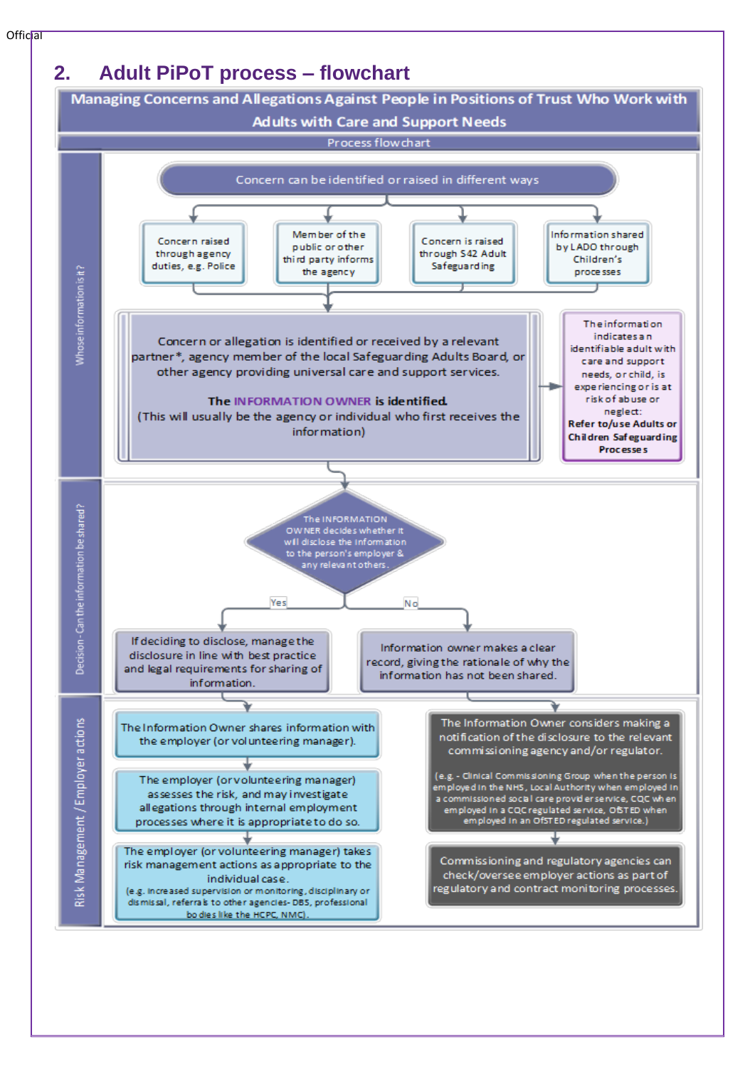## 2. Adult PiPoT process – flowchart

**Managing Concerns and Allegations Against People in Positions of Trust Who Work with Adults with Care and Support Needs**

Process flowchart

### Whose information is it?

Concern can be identified or raised in different ways

- Concern raised through agency duties, e.g. Police
- Member of the public or other third party informs the agency
- Concern is raised through S42 Adult Safeguarding
- Information shared by LADO through Children's processes

Concern or allegation is identified or received by a relevant partner*, agency member of the local Safeguarding Adults Board, or other agency providing universal care and support services.

**The INFORMATION OWNER is identified.**
(This will usually be the agency or individual who first receives the information)

→ The information indicates an identifiable adult with care and support needs, or child, is experiencing or is at risk of abuse or neglect: **Refer to/use Adults or Children Safeguarding Processes**

### Decision - Can the information be shared?

The INFORMATION OWNER decides whether it will disclose the information to the person's employer & any relevant others.

- **Yes:** If deciding to disclose, manage the disclosure in line with best practice and legal requirements for sharing of information.
- **No:** Information owner makes a clear record, giving the rationale of why the information has not been shared.

### Risk Management / Employer actions

1. The Information Owner shares information with the employer (or volunteering manager).
2. The employer (or volunteering manager) assesses the risk, and may investigate allegations through internal employment processes where it is appropriate to do so.
3. The employer (or volunteering manager) takes risk management actions as appropriate to the individual case.
   (e.g. increased supervision or monitoring, disciplinary or dismissal, referrals to other agencies- DBS, professional bodies like the HCPC, NMC).

The Information Owner considers making a notification of the disclosure to the relevant commissioning agency and/or regulator.

(e.g. - Clinical Commissioning Group when the person is employed in the NHS, Local Authority when employed in a commissioned social care provider service, CQC when employed in a CQC regulated service, OfSTED when employed in an OfSTED regulated service.)

↓

Commissioning and regulatory agencies can check/oversee employer actions as part of regulatory and contract monitoring processes.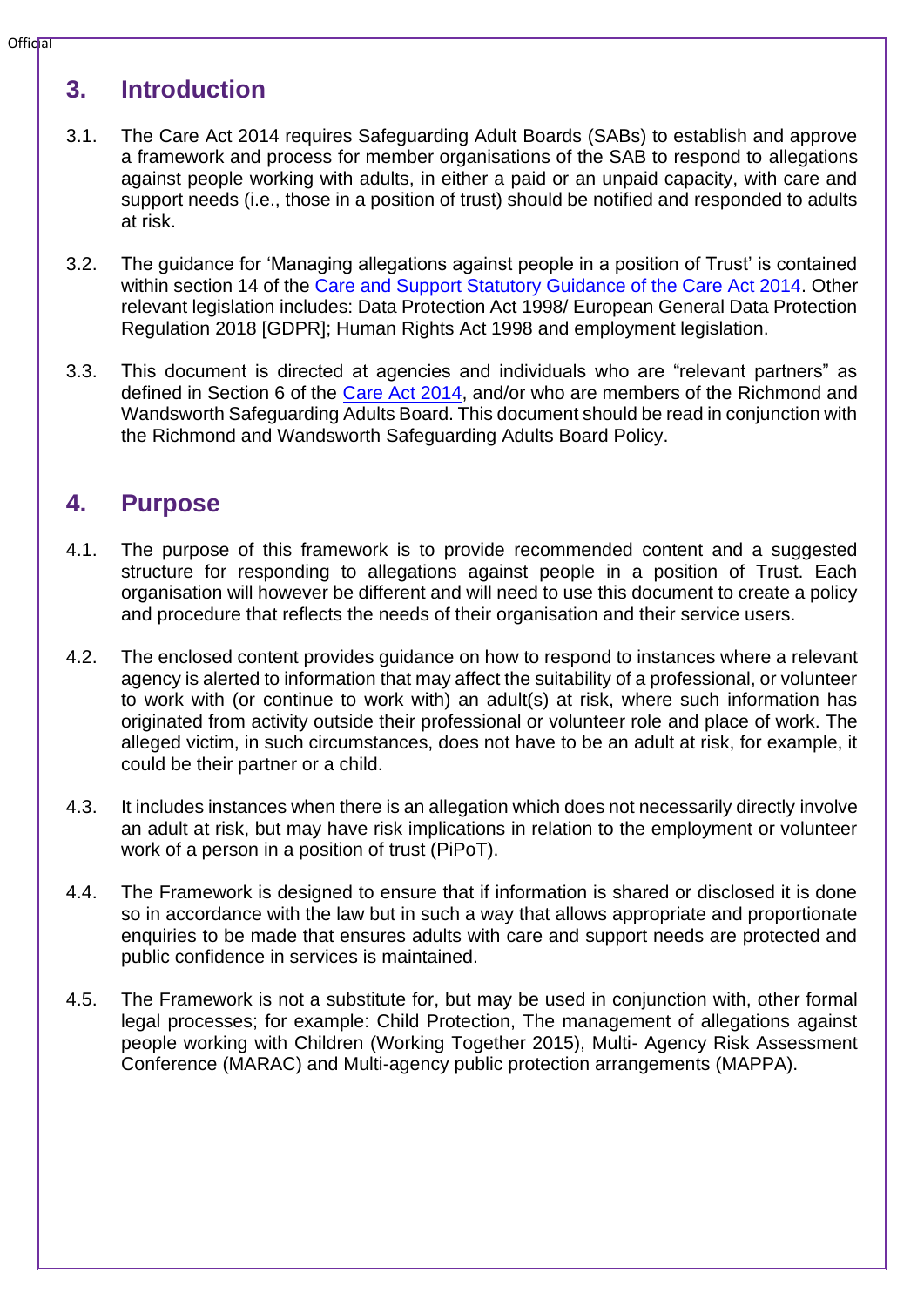## 3. Introduction

3.1. The Care Act 2014 requires Safeguarding Adult Boards (SABs) to establish and approve a framework and process for member organisations of the SAB to respond to allegations against people working with adults, in either a paid or an unpaid capacity, with care and support needs (i.e., those in a position of trust) should be notified and responded to adults at risk.

3.2. The guidance for 'Managing allegations against people in a position of Trust' is contained within section 14 of the [Care and Support Statutory Guidance of the Care Act 2014](). Other relevant legislation includes: Data Protection Act 1998/ European General Data Protection Regulation 2018 [GDPR]; Human Rights Act 1998 and employment legislation.

3.3. This document is directed at agencies and individuals who are "relevant partners" as defined in Section 6 of the [Care Act 2014](), and/or who are members of the Richmond and Wandsworth Safeguarding Adults Board. This document should be read in conjunction with the Richmond and Wandsworth Safeguarding Adults Board Policy.

## 4. Purpose

4.1. The purpose of this framework is to provide recommended content and a suggested structure for responding to allegations against people in a position of Trust. Each organisation will however be different and will need to use this document to create a policy and procedure that reflects the needs of their organisation and their service users.

4.2. The enclosed content provides guidance on how to respond to instances where a relevant agency is alerted to information that may affect the suitability of a professional, or volunteer to work with (or continue to work with) an adult(s) at risk, where such information has originated from activity outside their professional or volunteer role and place of work. The alleged victim, in such circumstances, does not have to be an adult at risk, for example, it could be their partner or a child.

4.3. It includes instances when there is an allegation which does not necessarily directly involve an adult at risk, but may have risk implications in relation to the employment or volunteer work of a person in a position of trust (PiPoT).

4.4. The Framework is designed to ensure that if information is shared or disclosed it is done so in accordance with the law but in such a way that allows appropriate and proportionate enquiries to be made that ensures adults with care and support needs are protected and public confidence in services is maintained.

4.5. The Framework is not a substitute for, but may be used in conjunction with, other formal legal processes; for example: Child Protection, The management of allegations against people working with Children (Working Together 2015), Multi- Agency Risk Assessment Conference (MARAC) and Multi-agency public protection arrangements (MAPPA).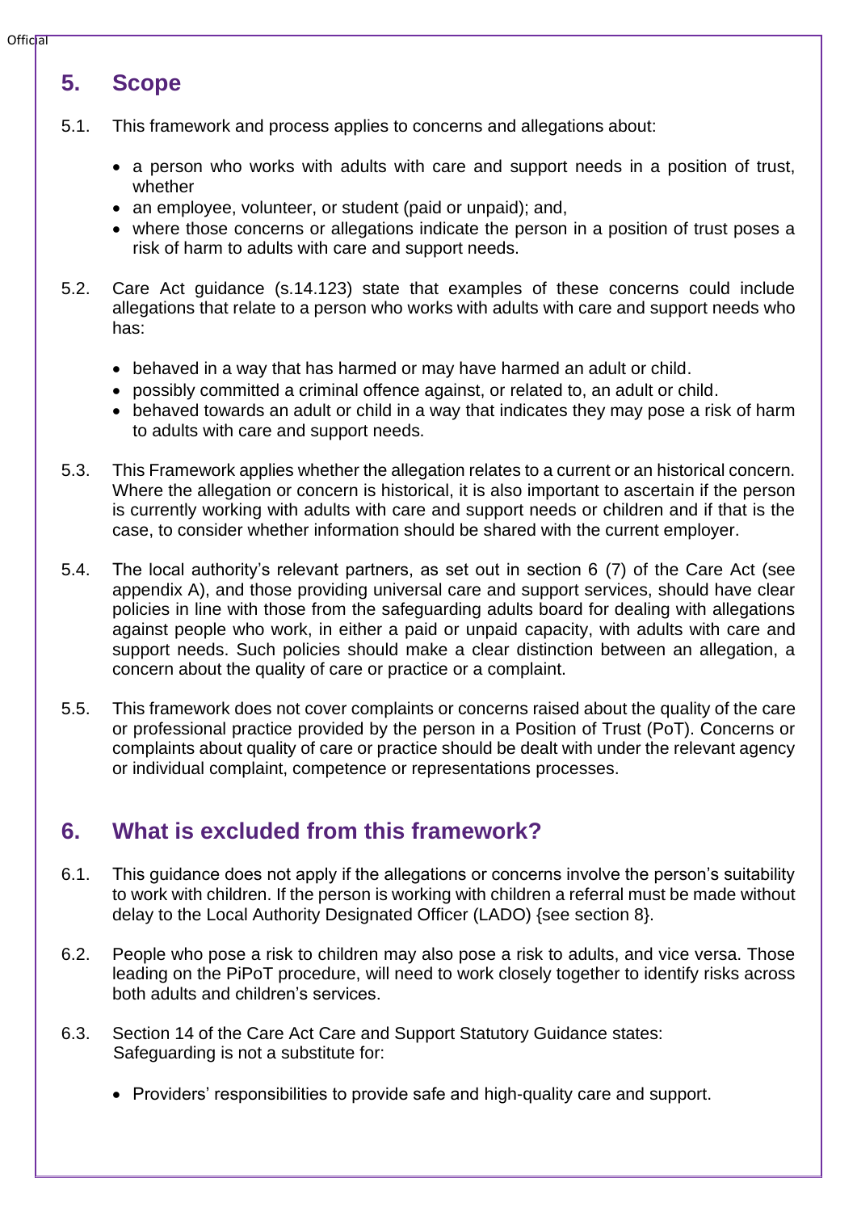## 5. Scope

5.1. This framework and process applies to concerns and allegations about:

- a person who works with adults with care and support needs in a position of trust, whether
- an employee, volunteer, or student (paid or unpaid); and,
- where those concerns or allegations indicate the person in a position of trust poses a risk of harm to adults with care and support needs.

5.2. Care Act guidance (s.14.123) state that examples of these concerns could include allegations that relate to a person who works with adults with care and support needs who has:

- behaved in a way that has harmed or may have harmed an adult or child.
- possibly committed a criminal offence against, or related to, an adult or child.
- behaved towards an adult or child in a way that indicates they may pose a risk of harm to adults with care and support needs.

5.3. This Framework applies whether the allegation relates to a current or an historical concern. Where the allegation or concern is historical, it is also important to ascertain if the person is currently working with adults with care and support needs or children and if that is the case, to consider whether information should be shared with the current employer.

5.4. The local authority's relevant partners, as set out in section 6 (7) of the Care Act (see appendix A), and those providing universal care and support services, should have clear policies in line with those from the safeguarding adults board for dealing with allegations against people who work, in either a paid or unpaid capacity, with adults with care and support needs. Such policies should make a clear distinction between an allegation, a concern about the quality of care or practice or a complaint.

5.5. This framework does not cover complaints or concerns raised about the quality of the care or professional practice provided by the person in a Position of Trust (PoT). Concerns or complaints about quality of care or practice should be dealt with under the relevant agency or individual complaint, competence or representations processes.

## 6. What is excluded from this framework?

6.1. This guidance does not apply if the allegations or concerns involve the person's suitability to work with children. If the person is working with children a referral must be made without delay to the Local Authority Designated Officer (LADO) {see section 8}.

6.2. People who pose a risk to children may also pose a risk to adults, and vice versa. Those leading on the PiPoT procedure, will need to work closely together to identify risks across both adults and children's services.

6.3. Section 14 of the Care Act Care and Support Statutory Guidance states:
Safeguarding is not a substitute for:

- Providers' responsibilities to provide safe and high-quality care and support.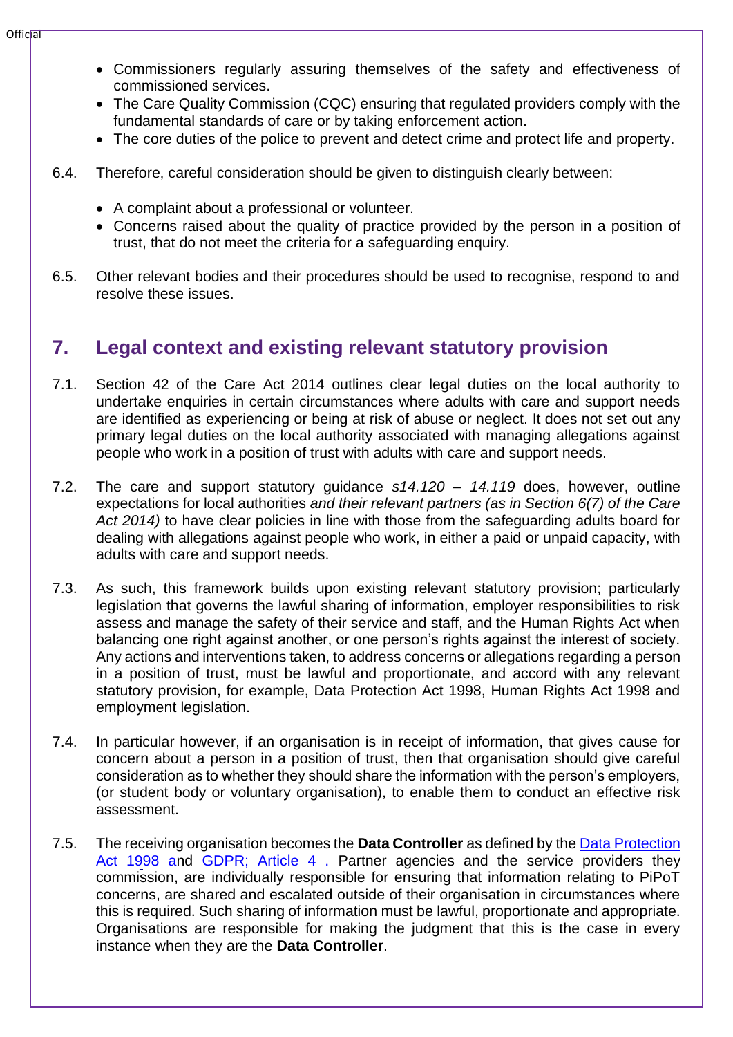- Commissioners regularly assuring themselves of the safety and effectiveness of commissioned services.
- The Care Quality Commission (CQC) ensuring that regulated providers comply with the fundamental standards of care or by taking enforcement action.
- The core duties of the police to prevent and detect crime and protect life and property.

6.4. Therefore, careful consideration should be given to distinguish clearly between:

- A complaint about a professional or volunteer.
- Concerns raised about the quality of practice provided by the person in a position of trust, that do not meet the criteria for a safeguarding enquiry.

6.5. Other relevant bodies and their procedures should be used to recognise, respond to and resolve these issues.

## 7. Legal context and existing relevant statutory provision

7.1. Section 42 of the Care Act 2014 outlines clear legal duties on the local authority to undertake enquiries in certain circumstances where adults with care and support needs are identified as experiencing or being at risk of abuse or neglect. It does not set out any primary legal duties on the local authority associated with managing allegations against people who work in a position of trust with adults with care and support needs.

7.2. The care and support statutory guidance *s14.120 – 14.119* does, however, outline expectations for local authorities *and their relevant partners (as in Section 6(7) of the Care Act 2014)* to have clear policies in line with those from the safeguarding adults board for dealing with allegations against people who work, in either a paid or unpaid capacity, with adults with care and support needs.

7.3. As such, this framework builds upon existing relevant statutory provision; particularly legislation that governs the lawful sharing of information, employer responsibilities to risk assess and manage the safety of their service and staff, and the Human Rights Act when balancing one right against another, or one person's rights against the interest of society. Any actions and interventions taken, to address concerns or allegations regarding a person in a position of trust, must be lawful and proportionate, and accord with any relevant statutory provision, for example, Data Protection Act 1998, Human Rights Act 1998 and employment legislation.

7.4. In particular however, if an organisation is in receipt of information, that gives cause for concern about a person in a position of trust, then that organisation should give careful consideration as to whether they should share the information with the person's employers, (or student body or voluntary organisation), to enable them to conduct an effective risk assessment.

7.5. The receiving organisation becomes the **Data Controller** as defined by the Data Protection Act 1998 and GDPR; Article 4 . Partner agencies and the service providers they commission, are individually responsible for ensuring that information relating to PiPoT concerns, are shared and escalated outside of their organisation in circumstances where this is required. Such sharing of information must be lawful, proportionate and appropriate. Organisations are responsible for making the judgment that this is the case in every instance when they are the **Data Controller**.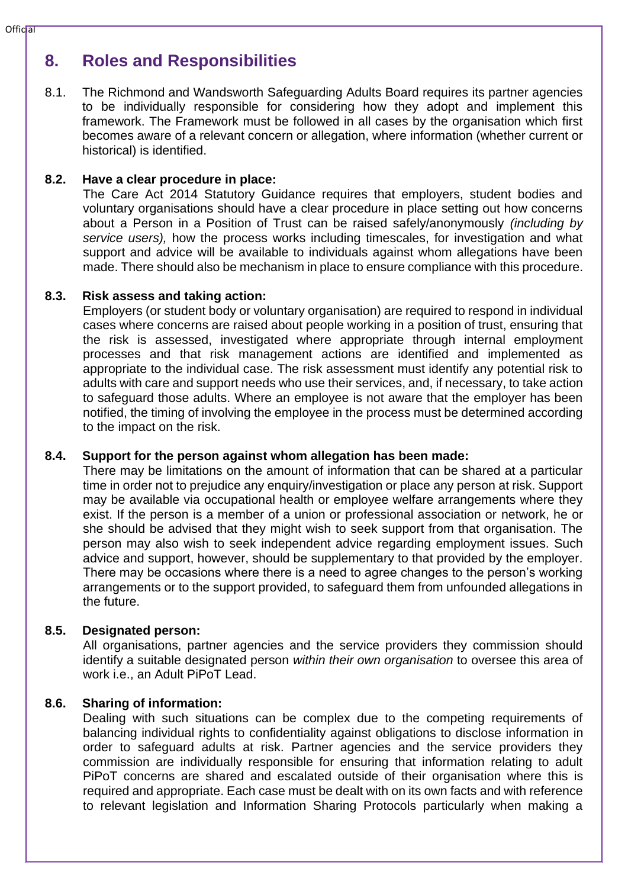## 8. Roles and Responsibilities

8.1. The Richmond and Wandsworth Safeguarding Adults Board requires its partner agencies to be individually responsible for considering how they adopt and implement this framework. The Framework must be followed in all cases by the organisation which first becomes aware of a relevant concern or allegation, where information (whether current or historical) is identified.

**8.2. Have a clear procedure in place:**
The Care Act 2014 Statutory Guidance requires that employers, student bodies and voluntary organisations should have a clear procedure in place setting out how concerns about a Person in a Position of Trust can be raised safely/anonymously *(including by service users),* how the process works including timescales, for investigation and what support and advice will be available to individuals against whom allegations have been made. There should also be mechanism in place to ensure compliance with this procedure.

**8.3. Risk assess and taking action:**
Employers (or student body or voluntary organisation) are required to respond in individual cases where concerns are raised about people working in a position of trust, ensuring that the risk is assessed, investigated where appropriate through internal employment processes and that risk management actions are identified and implemented as appropriate to the individual case. The risk assessment must identify any potential risk to adults with care and support needs who use their services, and, if necessary, to take action to safeguard those adults. Where an employee is not aware that the employer has been notified, the timing of involving the employee in the process must be determined according to the impact on the risk.

**8.4. Support for the person against whom allegation has been made:**
There may be limitations on the amount of information that can be shared at a particular time in order not to prejudice any enquiry/investigation or place any person at risk. Support may be available via occupational health or employee welfare arrangements where they exist. If the person is a member of a union or professional association or network, he or she should be advised that they might wish to seek support from that organisation. The person may also wish to seek independent advice regarding employment issues. Such advice and support, however, should be supplementary to that provided by the employer. There may be occasions where there is a need to agree changes to the person's working arrangements or to the support provided, to safeguard them from unfounded allegations in the future.

**8.5. Designated person:**
All organisations, partner agencies and the service providers they commission should identify a suitable designated person *within their own organisation* to oversee this area of work i.e., an Adult PiPoT Lead.

**8.6. Sharing of information:**
Dealing with such situations can be complex due to the competing requirements of balancing individual rights to confidentiality against obligations to disclose information in order to safeguard adults at risk. Partner agencies and the service providers they commission are individually responsible for ensuring that information relating to adult PiPoT concerns are shared and escalated outside of their organisation where this is required and appropriate. Each case must be dealt with on its own facts and with reference to relevant legislation and Information Sharing Protocols particularly when making a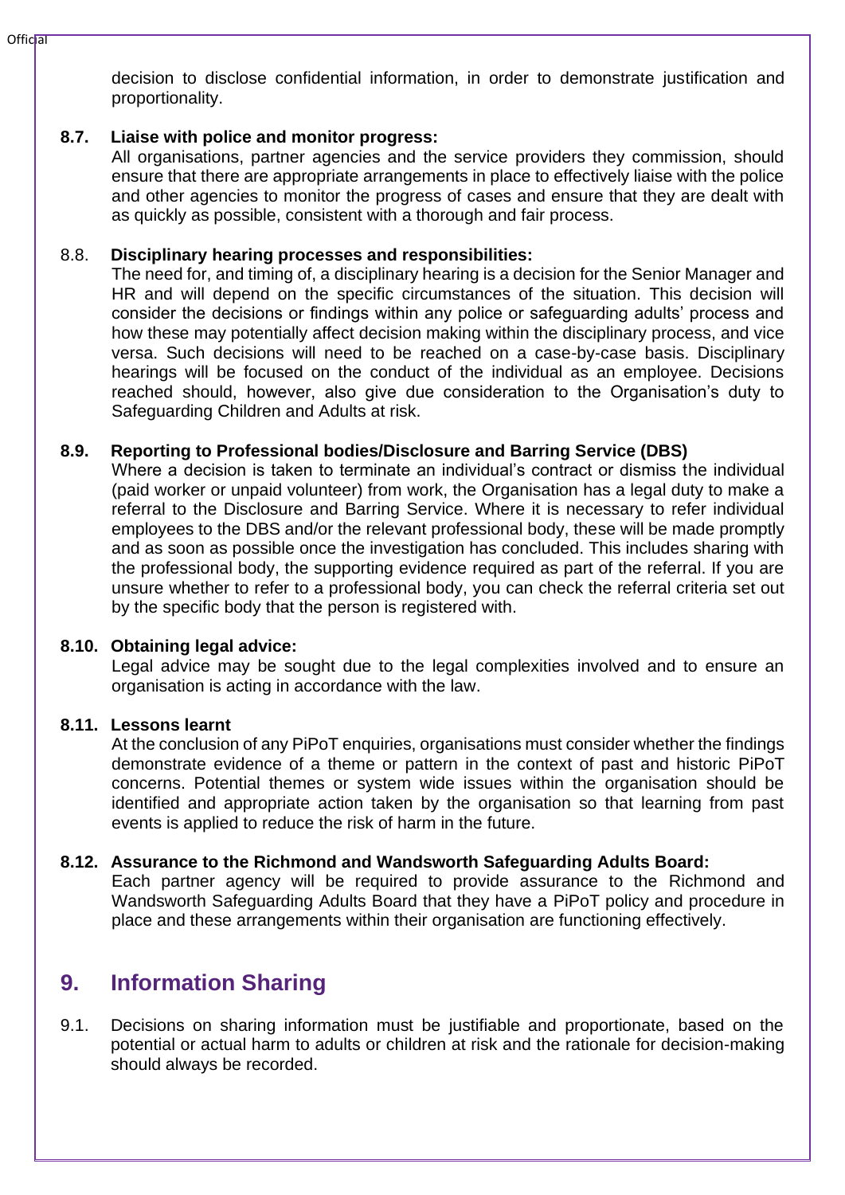decision to disclose confidential information, in order to demonstrate justification and proportionality.

**8.7. Liaise with police and monitor progress:**

All organisations, partner agencies and the service providers they commission, should ensure that there are appropriate arrangements in place to effectively liaise with the police and other agencies to monitor the progress of cases and ensure that they are dealt with as quickly as possible, consistent with a thorough and fair process.

8.8. **Disciplinary hearing processes and responsibilities:**

The need for, and timing of, a disciplinary hearing is a decision for the Senior Manager and HR and will depend on the specific circumstances of the situation. This decision will consider the decisions or findings within any police or safeguarding adults' process and how these may potentially affect decision making within the disciplinary process, and vice versa. Such decisions will need to be reached on a case-by-case basis. Disciplinary hearings will be focused on the conduct of the individual as an employee. Decisions reached should, however, also give due consideration to the Organisation's duty to Safeguarding Children and Adults at risk.

**8.9. Reporting to Professional bodies/Disclosure and Barring Service (DBS)**

Where a decision is taken to terminate an individual's contract or dismiss the individual (paid worker or unpaid volunteer) from work, the Organisation has a legal duty to make a referral to the Disclosure and Barring Service. Where it is necessary to refer individual employees to the DBS and/or the relevant professional body, these will be made promptly and as soon as possible once the investigation has concluded. This includes sharing with the professional body, the supporting evidence required as part of the referral. If you are unsure whether to refer to a professional body, you can check the referral criteria set out by the specific body that the person is registered with.

**8.10. Obtaining legal advice:**

Legal advice may be sought due to the legal complexities involved and to ensure an organisation is acting in accordance with the law.

**8.11. Lessons learnt**

At the conclusion of any PiPoT enquiries, organisations must consider whether the findings demonstrate evidence of a theme or pattern in the context of past and historic PiPoT concerns. Potential themes or system wide issues within the organisation should be identified and appropriate action taken by the organisation so that learning from past events is applied to reduce the risk of harm in the future.

**8.12. Assurance to the Richmond and Wandsworth Safeguarding Adults Board:**

Each partner agency will be required to provide assurance to the Richmond and Wandsworth Safeguarding Adults Board that they have a PiPoT policy and procedure in place and these arrangements within their organisation are functioning effectively.

## 9. Information Sharing

9.1. Decisions on sharing information must be justifiable and proportionate, based on the potential or actual harm to adults or children at risk and the rationale for decision-making should always be recorded.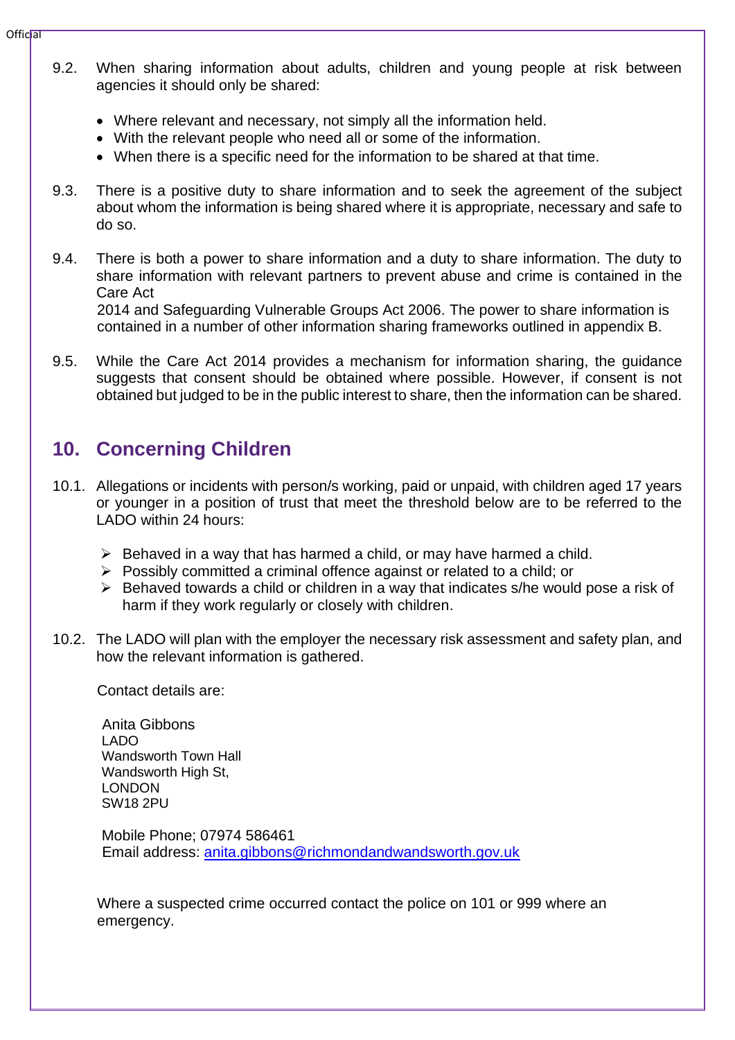9.2. When sharing information about adults, children and young people at risk between agencies it should only be shared:

- Where relevant and necessary, not simply all the information held.
- With the relevant people who need all or some of the information.
- When there is a specific need for the information to be shared at that time.

9.3. There is a positive duty to share information and to seek the agreement of the subject about whom the information is being shared where it is appropriate, necessary and safe to do so.

9.4. There is both a power to share information and a duty to share information. The duty to share information with relevant partners to prevent abuse and crime is contained in the Care Act 2014 and Safeguarding Vulnerable Groups Act 2006. The power to share information is contained in a number of other information sharing frameworks outlined in appendix B.

9.5. While the Care Act 2014 provides a mechanism for information sharing, the guidance suggests that consent should be obtained where possible. However, if consent is not obtained but judged to be in the public interest to share, then the information can be shared.

## 10. Concerning Children

10.1. Allegations or incidents with person/s working, paid or unpaid, with children aged 17 years or younger in a position of trust that meet the threshold below are to be referred to the LADO within 24 hours:

- Behaved in a way that has harmed a child, or may have harmed a child.
- Possibly committed a criminal offence against or related to a child; or
- Behaved towards a child or children in a way that indicates s/he would pose a risk of harm if they work regularly or closely with children.

10.2. The LADO will plan with the employer the necessary risk assessment and safety plan, and how the relevant information is gathered.

Contact details are:

Anita Gibbons
LADO
Wandsworth Town Hall
Wandsworth High St,
LONDON
SW18 2PU

Mobile Phone; 07974 586461
Email address: anita.gibbons@richmondandwandsworth.gov.uk

Where a suspected crime occurred contact the police on 101 or 999 where an emergency.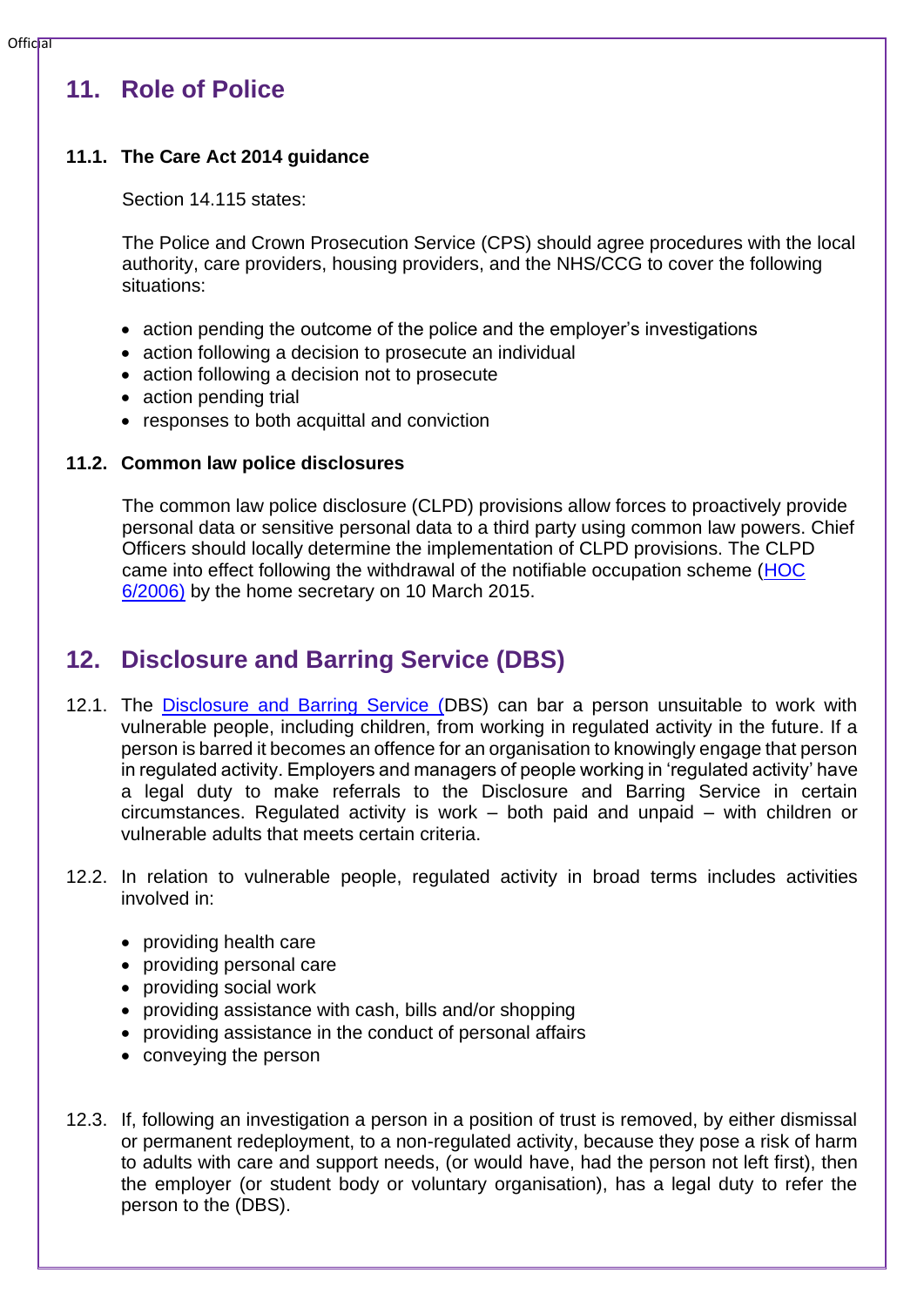## 11. Role of Police

### 11.1. The Care Act 2014 guidance

Section 14.115 states:

The Police and Crown Prosecution Service (CPS) should agree procedures with the local authority, care providers, housing providers, and the NHS/CCG to cover the following situations:

- action pending the outcome of the police and the employer's investigations
- action following a decision to prosecute an individual
- action following a decision not to prosecute
- action pending trial
- responses to both acquittal and conviction

### 11.2. Common law police disclosures

The common law police disclosure (CLPD) provisions allow forces to proactively provide personal data or sensitive personal data to a third party using common law powers. Chief Officers should locally determine the implementation of CLPD provisions. The CLPD came into effect following the withdrawal of the notifiable occupation scheme (HOC 6/2006) by the home secretary on 10 March 2015.

## 12. Disclosure and Barring Service (DBS)

12.1. The Disclosure and Barring Service (DBS) can bar a person unsuitable to work with vulnerable people, including children, from working in regulated activity in the future. If a person is barred it becomes an offence for an organisation to knowingly engage that person in regulated activity. Employers and managers of people working in 'regulated activity' have a legal duty to make referrals to the Disclosure and Barring Service in certain circumstances. Regulated activity is work – both paid and unpaid – with children or vulnerable adults that meets certain criteria.

12.2. In relation to vulnerable people, regulated activity in broad terms includes activities involved in:

- providing health care
- providing personal care
- providing social work
- providing assistance with cash, bills and/or shopping
- providing assistance in the conduct of personal affairs
- conveying the person

12.3. If, following an investigation a person in a position of trust is removed, by either dismissal or permanent redeployment, to a non-regulated activity, because they pose a risk of harm to adults with care and support needs, (or would have, had the person not left first), then the employer (or student body or voluntary organisation), has a legal duty to refer the person to the (DBS).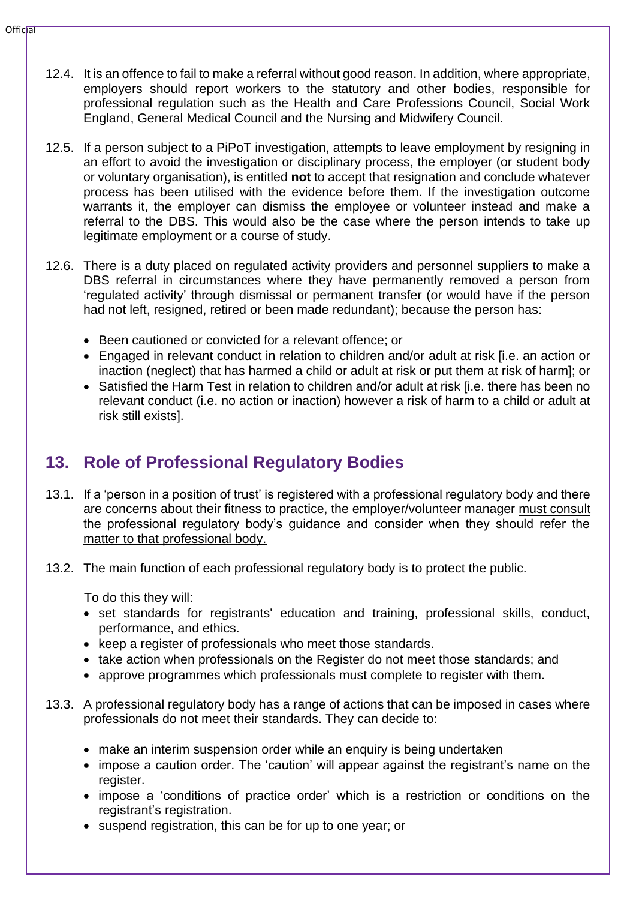12.4. It is an offence to fail to make a referral without good reason. In addition, where appropriate, employers should report workers to the statutory and other bodies, responsible for professional regulation such as the Health and Care Professions Council, Social Work England, General Medical Council and the Nursing and Midwifery Council.

12.5. If a person subject to a PiPoT investigation, attempts to leave employment by resigning in an effort to avoid the investigation or disciplinary process, the employer (or student body or voluntary organisation), is entitled **not** to accept that resignation and conclude whatever process has been utilised with the evidence before them. If the investigation outcome warrants it, the employer can dismiss the employee or volunteer instead and make a referral to the DBS. This would also be the case where the person intends to take up legitimate employment or a course of study.

12.6. There is a duty placed on regulated activity providers and personnel suppliers to make a DBS referral in circumstances where they have permanently removed a person from 'regulated activity' through dismissal or permanent transfer (or would have if the person had not left, resigned, retired or been made redundant); because the person has:

- Been cautioned or convicted for a relevant offence; or
- Engaged in relevant conduct in relation to children and/or adult at risk [i.e. an action or inaction (neglect) that has harmed a child or adult at risk or put them at risk of harm]; or
- Satisfied the Harm Test in relation to children and/or adult at risk [i.e. there has been no relevant conduct (i.e. no action or inaction) however a risk of harm to a child or adult at risk still exists].

## 13. Role of Professional Regulatory Bodies

13.1. If a 'person in a position of trust' is registered with a professional regulatory body and there are concerns about their fitness to practice, the employer/volunteer manager <u>must consult the professional regulatory body's guidance and consider when they should refer the matter to that professional body.</u>

13.2. The main function of each professional regulatory body is to protect the public.

To do this they will:

- set standards for registrants' education and training, professional skills, conduct, performance, and ethics.
- keep a register of professionals who meet those standards.
- take action when professionals on the Register do not meet those standards; and
- approve programmes which professionals must complete to register with them.

13.3. A professional regulatory body has a range of actions that can be imposed in cases where professionals do not meet their standards. They can decide to:

- make an interim suspension order while an enquiry is being undertaken
- impose a caution order. The 'caution' will appear against the registrant's name on the register.
- impose a 'conditions of practice order' which is a restriction or conditions on the registrant's registration.
- suspend registration, this can be for up to one year; or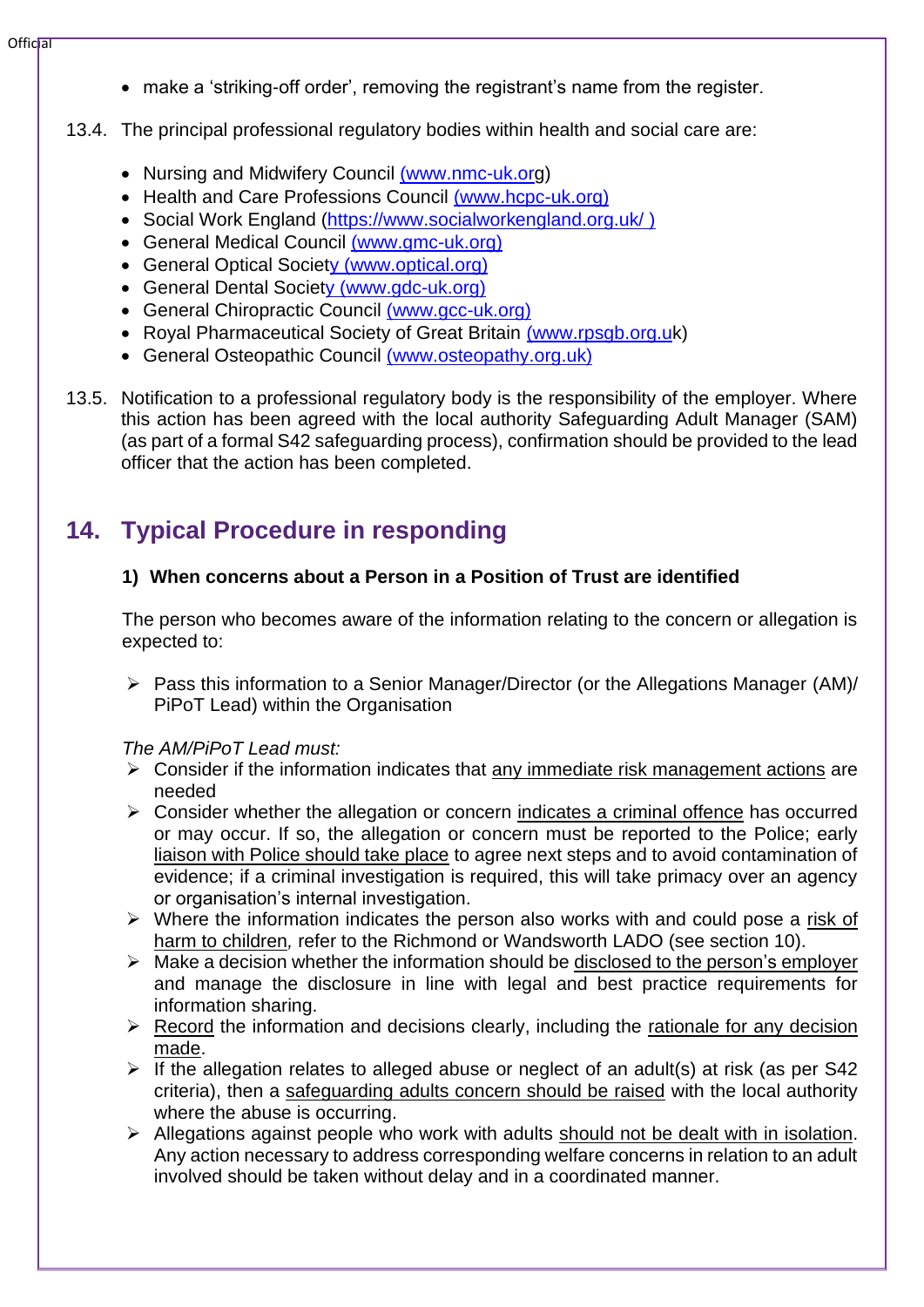- make a 'striking-off order', removing the registrant's name from the register.

13.4. The principal professional regulatory bodies within health and social care are:

- Nursing and Midwifery Council (www.nmc-uk.org)
- Health and Care Professions Council (www.hcpc-uk.org)
- Social Work England (https://www.socialworkengland.org.uk/ )
- General Medical Council (www.gmc-uk.org)
- General Optical Society (www.optical.org)
- General Dental Society (www.gdc-uk.org)
- General Chiropractic Council (www.gcc-uk.org)
- Royal Pharmaceutical Society of Great Britain (www.rpsgb.org.uk)
- General Osteopathic Council (www.osteopathy.org.uk)

13.5. Notification to a professional regulatory body is the responsibility of the employer. Where this action has been agreed with the local authority Safeguarding Adult Manager (SAM) (as part of a formal S42 safeguarding process), confirmation should be provided to the lead officer that the action has been completed.

## 14. Typical Procedure in responding

### 1) When concerns about a Person in a Position of Trust are identified

The person who becomes aware of the information relating to the concern or allegation is expected to:

- Pass this information to a Senior Manager/Director (or the Allegations Manager (AM)/ PiPoT Lead) within the Organisation

*The AM/PiPoT Lead must:*

- Consider if the information indicates that any immediate risk management actions are needed
- Consider whether the allegation or concern indicates a criminal offence has occurred or may occur. If so, the allegation or concern must be reported to the Police; early liaison with Police should take place to agree next steps and to avoid contamination of evidence; if a criminal investigation is required, this will take primacy over an agency or organisation's internal investigation.
- Where the information indicates the person also works with and could pose a risk of harm to children, refer to the Richmond or Wandsworth LADO (see section 10).
- Make a decision whether the information should be disclosed to the person's employer and manage the disclosure in line with legal and best practice requirements for information sharing.
- Record the information and decisions clearly, including the rationale for any decision made.
- If the allegation relates to alleged abuse or neglect of an adult(s) at risk (as per S42 criteria), then a safeguarding adults concern should be raised with the local authority where the abuse is occurring.
- Allegations against people who work with adults should not be dealt with in isolation. Any action necessary to address corresponding welfare concerns in relation to an adult involved should be taken without delay and in a coordinated manner.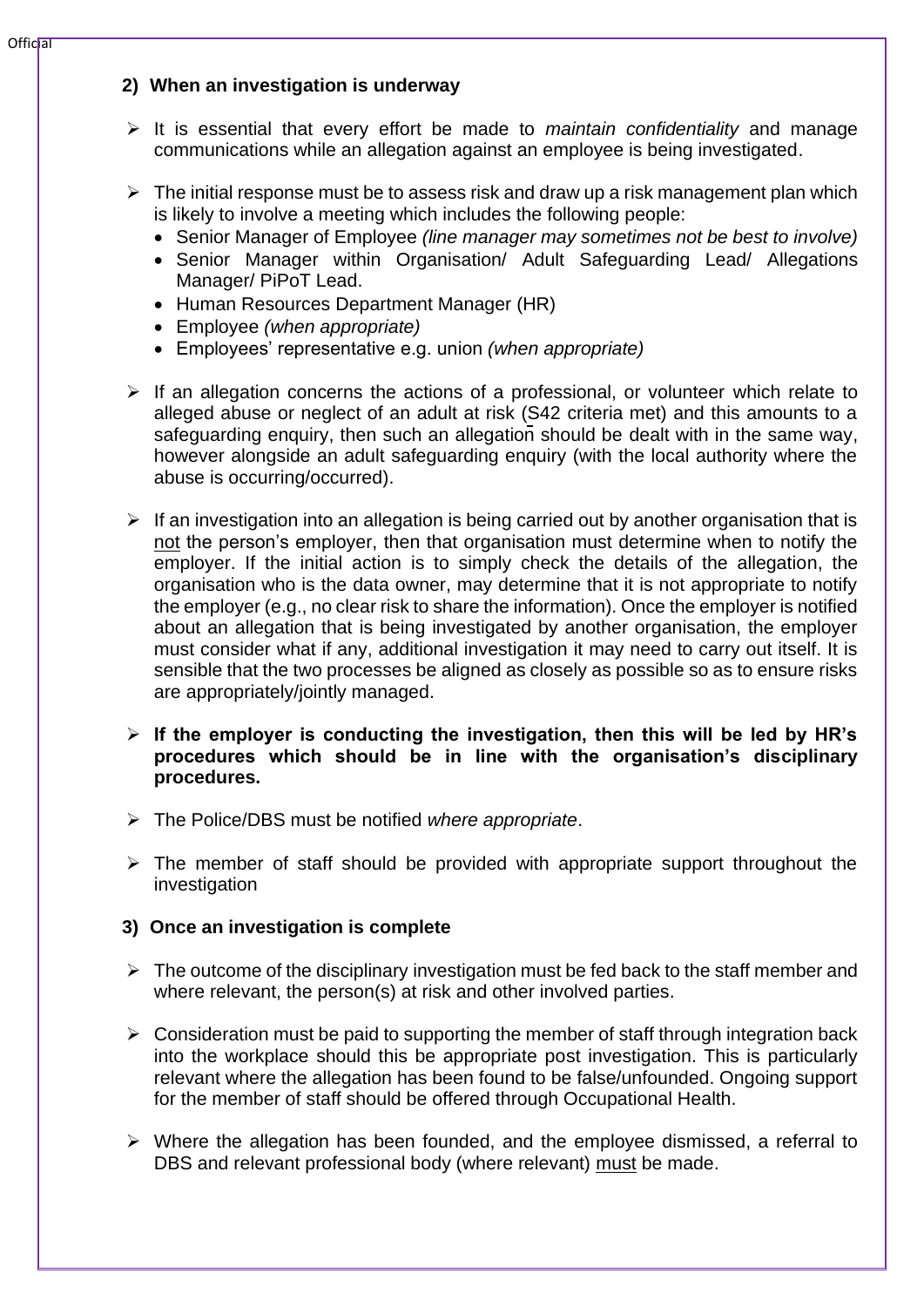## 2) When an investigation is underway

- It is essential that every effort be made to *maintain confidentiality* and manage communications while an allegation against an employee is being investigated.
- The initial response must be to assess risk and draw up a risk management plan which is likely to involve a meeting which includes the following people:
  - Senior Manager of Employee *(line manager may sometimes not be best to involve)*
  - Senior Manager within Organisation/ Adult Safeguarding Lead/ Allegations Manager/ PiPoT Lead.
  - Human Resources Department Manager (HR)
  - Employee *(when appropriate)*
  - Employees' representative e.g. union *(when appropriate)*
- If an allegation concerns the actions of a professional, or volunteer which relate to alleged abuse or neglect of an adult at risk (S42 criteria met) and this amounts to a safeguarding enquiry, then such an allegation should be dealt with in the same way, however alongside an adult safeguarding enquiry (with the local authority where the abuse is occurring/occurred).
- If an investigation into an allegation is being carried out by another organisation that is <u>not</u> the person's employer, then that organisation must determine when to notify the employer. If the initial action is to simply check the details of the allegation, the organisation who is the data owner, may determine that it is not appropriate to notify the employer (e.g., no clear risk to share the information). Once the employer is notified about an allegation that is being investigated by another organisation, the employer must consider what if any, additional investigation it may need to carry out itself. It is sensible that the two processes be aligned as closely as possible so as to ensure risks are appropriately/jointly managed.
- **If the employer is conducting the investigation, then this will be led by HR's procedures which should be in line with the organisation's disciplinary procedures.**
- The Police/DBS must be notified *where appropriate*.
- The member of staff should be provided with appropriate support throughout the investigation

## 3) Once an investigation is complete

- The outcome of the disciplinary investigation must be fed back to the staff member and where relevant, the person(s) at risk and other involved parties.
- Consideration must be paid to supporting the member of staff through integration back into the workplace should this be appropriate post investigation. This is particularly relevant where the allegation has been found to be false/unfounded. Ongoing support for the member of staff should be offered through Occupational Health.
- Where the allegation has been founded, and the employee dismissed, a referral to DBS and relevant professional body (where relevant) <u>must</u> be made.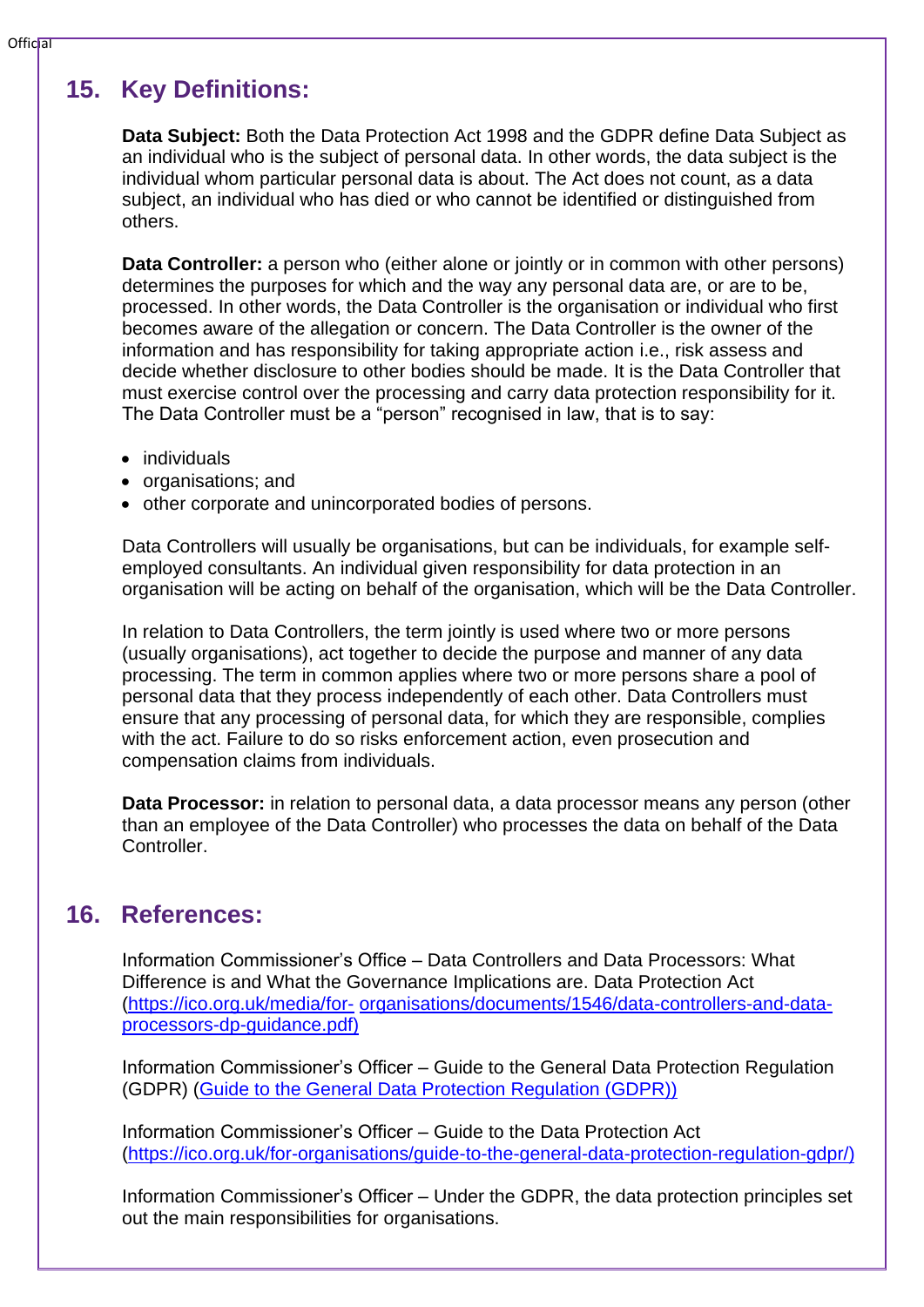## 15. Key Definitions:

**Data Subject:** Both the Data Protection Act 1998 and the GDPR define Data Subject as an individual who is the subject of personal data. In other words, the data subject is the individual whom particular personal data is about. The Act does not count, as a data subject, an individual who has died or who cannot be identified or distinguished from others.

**Data Controller:** a person who (either alone or jointly or in common with other persons) determines the purposes for which and the way any personal data are, or are to be, processed. In other words, the Data Controller is the organisation or individual who first becomes aware of the allegation or concern. The Data Controller is the owner of the information and has responsibility for taking appropriate action i.e., risk assess and decide whether disclosure to other bodies should be made. It is the Data Controller that must exercise control over the processing and carry data protection responsibility for it. The Data Controller must be a "person" recognised in law, that is to say:

- individuals
- organisations; and
- other corporate and unincorporated bodies of persons.

Data Controllers will usually be organisations, but can be individuals, for example self-employed consultants. An individual given responsibility for data protection in an organisation will be acting on behalf of the organisation, which will be the Data Controller.

In relation to Data Controllers, the term jointly is used where two or more persons (usually organisations), act together to decide the purpose and manner of any data processing. The term in common applies where two or more persons share a pool of personal data that they process independently of each other. Data Controllers must ensure that any processing of personal data, for which they are responsible, complies with the act. Failure to do so risks enforcement action, even prosecution and compensation claims from individuals.

**Data Processor:** in relation to personal data, a data processor means any person (other than an employee of the Data Controller) who processes the data on behalf of the Data Controller.

## 16. References:

Information Commissioner's Office – Data Controllers and Data Processors: What Difference is and What the Governance Implications are. Data Protection Act (https://ico.org.uk/media/for- organisations/documents/1546/data-controllers-and-data-processors-dp-guidance.pdf)

Information Commissioner's Officer – Guide to the General Data Protection Regulation (GDPR) (Guide to the General Data Protection Regulation (GDPR))

Information Commissioner's Officer – Guide to the Data Protection Act (https://ico.org.uk/for-organisations/guide-to-the-general-data-protection-regulation-gdpr/)

Information Commissioner's Officer – Under the GDPR, the data protection principles set out the main responsibilities for organisations.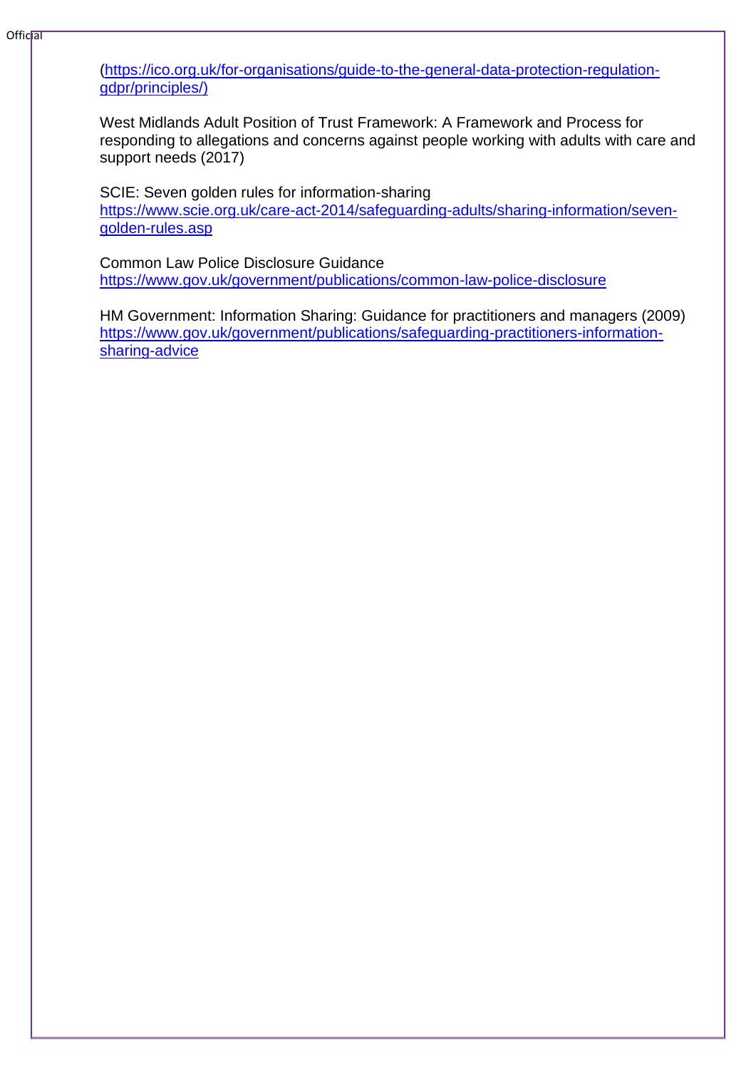(https://ico.org.uk/for-organisations/guide-to-the-general-data-protection-regulation-gdpr/principles/)

West Midlands Adult Position of Trust Framework: A Framework and Process for responding to allegations and concerns against people working with adults with care and support needs (2017)

SCIE: Seven golden rules for information-sharing
https://www.scie.org.uk/care-act-2014/safeguarding-adults/sharing-information/seven-golden-rules.asp

Common Law Police Disclosure Guidance
https://www.gov.uk/government/publications/common-law-police-disclosure

HM Government: Information Sharing: Guidance for practitioners and managers (2009)
https://www.gov.uk/government/publications/safeguarding-practitioners-information-sharing-advice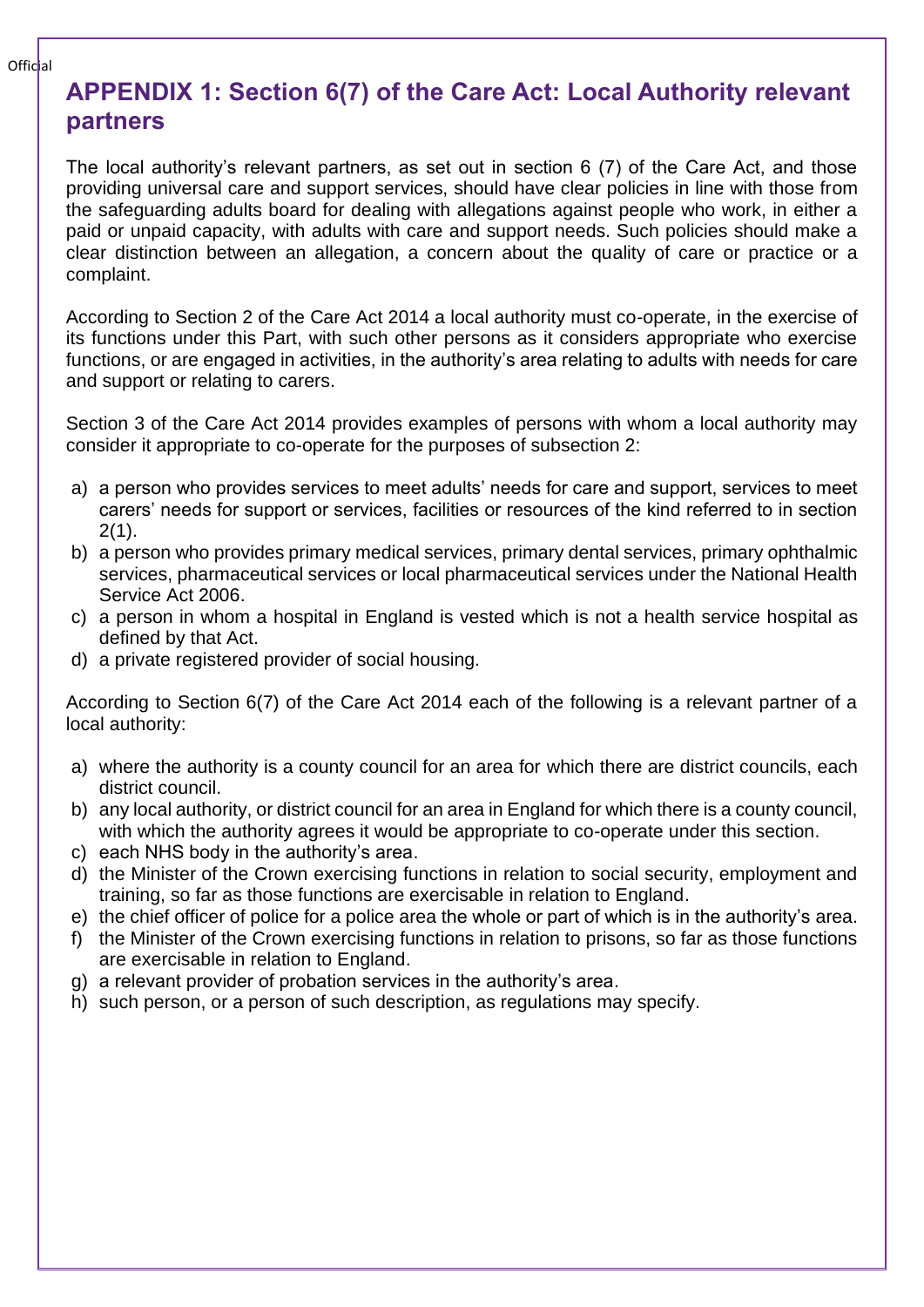# APPENDIX 1: Section 6(7) of the Care Act: Local Authority relevant partners

The local authority's relevant partners, as set out in section 6 (7) of the Care Act, and those providing universal care and support services, should have clear policies in line with those from the safeguarding adults board for dealing with allegations against people who work, in either a paid or unpaid capacity, with adults with care and support needs. Such policies should make a clear distinction between an allegation, a concern about the quality of care or practice or a complaint.

According to Section 2 of the Care Act 2014 a local authority must co-operate, in the exercise of its functions under this Part, with such other persons as it considers appropriate who exercise functions, or are engaged in activities, in the authority's area relating to adults with needs for care and support or relating to carers.

Section 3 of the Care Act 2014 provides examples of persons with whom a local authority may consider it appropriate to co-operate for the purposes of subsection 2:

a) a person who provides services to meet adults' needs for care and support, services to meet carers' needs for support or services, facilities or resources of the kind referred to in section 2(1).
b) a person who provides primary medical services, primary dental services, primary ophthalmic services, pharmaceutical services or local pharmaceutical services under the National Health Service Act 2006.
c) a person in whom a hospital in England is vested which is not a health service hospital as defined by that Act.
d) a private registered provider of social housing.

According to Section 6(7) of the Care Act 2014 each of the following is a relevant partner of a local authority:

a) where the authority is a county council for an area for which there are district councils, each district council.
b) any local authority, or district council for an area in England for which there is a county council, with which the authority agrees it would be appropriate to co-operate under this section.
c) each NHS body in the authority's area.
d) the Minister of the Crown exercising functions in relation to social security, employment and training, so far as those functions are exercisable in relation to England.
e) the chief officer of police for a police area the whole or part of which is in the authority's area.
f) the Minister of the Crown exercising functions in relation to prisons, so far as those functions are exercisable in relation to England.
g) a relevant provider of probation services in the authority's area.
h) such person, or a person of such description, as regulations may specify.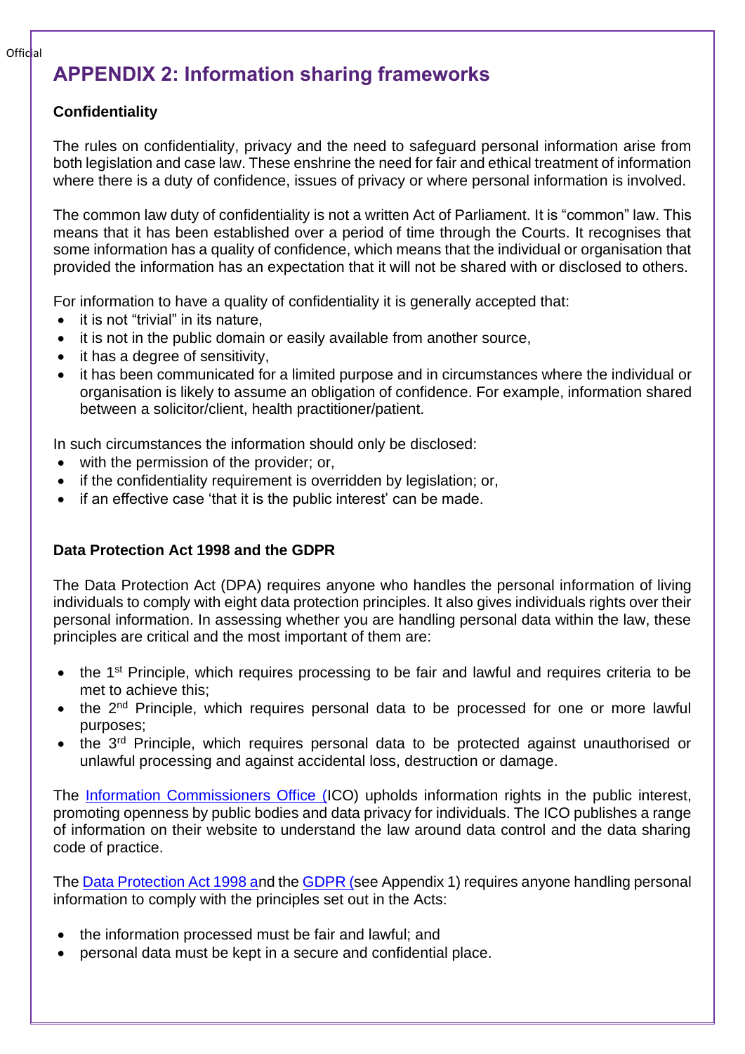## APPENDIX 2: Information sharing frameworks

**Confidentiality**

The rules on confidentiality, privacy and the need to safeguard personal information arise from both legislation and case law. These enshrine the need for fair and ethical treatment of information where there is a duty of confidence, issues of privacy or where personal information is involved.

The common law duty of confidentiality is not a written Act of Parliament. It is "common" law. This means that it has been established over a period of time through the Courts. It recognises that some information has a quality of confidence, which means that the individual or organisation that provided the information has an expectation that it will not be shared with or disclosed to others.

For information to have a quality of confidentiality it is generally accepted that:

- it is not "trivial" in its nature,
- it is not in the public domain or easily available from another source,
- it has a degree of sensitivity,
- it has been communicated for a limited purpose and in circumstances where the individual or organisation is likely to assume an obligation of confidence. For example, information shared between a solicitor/client, health practitioner/patient.

In such circumstances the information should only be disclosed:

- with the permission of the provider; or,
- if the confidentiality requirement is overridden by legislation; or,
- if an effective case 'that it is the public interest' can be made.

**Data Protection Act 1998 and the GDPR**

The Data Protection Act (DPA) requires anyone who handles the personal information of living individuals to comply with eight data protection principles. It also gives individuals rights over their personal information. In assessing whether you are handling personal data within the law, these principles are critical and the most important of them are:

- the 1st Principle, which requires processing to be fair and lawful and requires criteria to be met to achieve this;
- the 2nd Principle, which requires personal data to be processed for one or more lawful purposes;
- the 3rd Principle, which requires personal data to be protected against unauthorised or unlawful processing and against accidental loss, destruction or damage.

The Information Commissioners Office (ICO) upholds information rights in the public interest, promoting openness by public bodies and data privacy for individuals. The ICO publishes a range of information on their website to understand the law around data control and the data sharing code of practice.

The Data Protection Act 1998 and the GDPR (see Appendix 1) requires anyone handling personal information to comply with the principles set out in the Acts:

- the information processed must be fair and lawful; and
- personal data must be kept in a secure and confidential place.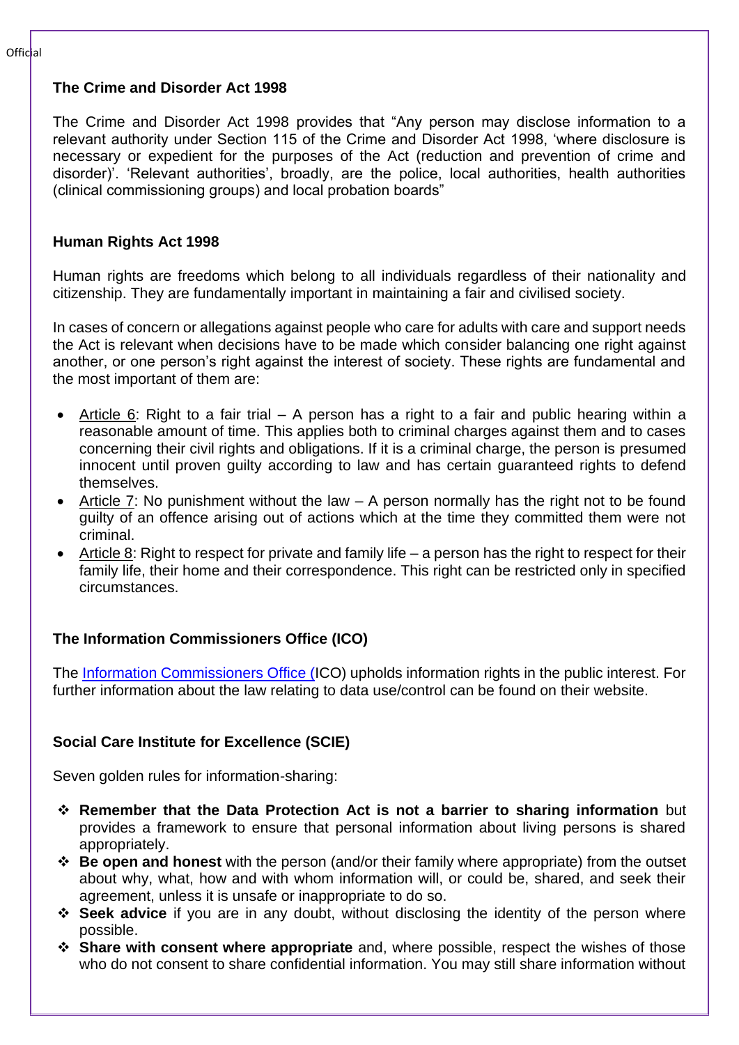### The Crime and Disorder Act 1998

The Crime and Disorder Act 1998 provides that "Any person may disclose information to a relevant authority under Section 115 of the Crime and Disorder Act 1998, 'where disclosure is necessary or expedient for the purposes of the Act (reduction and prevention of crime and disorder)'. 'Relevant authorities', broadly, are the police, local authorities, health authorities (clinical commissioning groups) and local probation boards"

### Human Rights Act 1998

Human rights are freedoms which belong to all individuals regardless of their nationality and citizenship. They are fundamentally important in maintaining a fair and civilised society.

In cases of concern or allegations against people who care for adults with care and support needs the Act is relevant when decisions have to be made which consider balancing one right against another, or one person's right against the interest of society. These rights are fundamental and the most important of them are:

- Article 6: Right to a fair trial – A person has a right to a fair and public hearing within a reasonable amount of time. This applies both to criminal charges against them and to cases concerning their civil rights and obligations. If it is a criminal charge, the person is presumed innocent until proven guilty according to law and has certain guaranteed rights to defend themselves.
- Article 7: No punishment without the law – A person normally has the right not to be found guilty of an offence arising out of actions which at the time they committed them were not criminal.
- Article 8: Right to respect for private and family life – a person has the right to respect for their family life, their home and their correspondence. This right can be restricted only in specified circumstances.

### The Information Commissioners Office (ICO)

The Information Commissioners Office (ICO) upholds information rights in the public interest. For further information about the law relating to data use/control can be found on their website.

### Social Care Institute for Excellence (SCIE)

Seven golden rules for information-sharing:

- **Remember that the Data Protection Act is not a barrier to sharing information** but provides a framework to ensure that personal information about living persons is shared appropriately.
- **Be open and honest** with the person (and/or their family where appropriate) from the outset about why, what, how and with whom information will, or could be, shared, and seek their agreement, unless it is unsafe or inappropriate to do so.
- **Seek advice** if you are in any doubt, without disclosing the identity of the person where possible.
- **Share with consent where appropriate** and, where possible, respect the wishes of those who do not consent to share confidential information. You may still share information without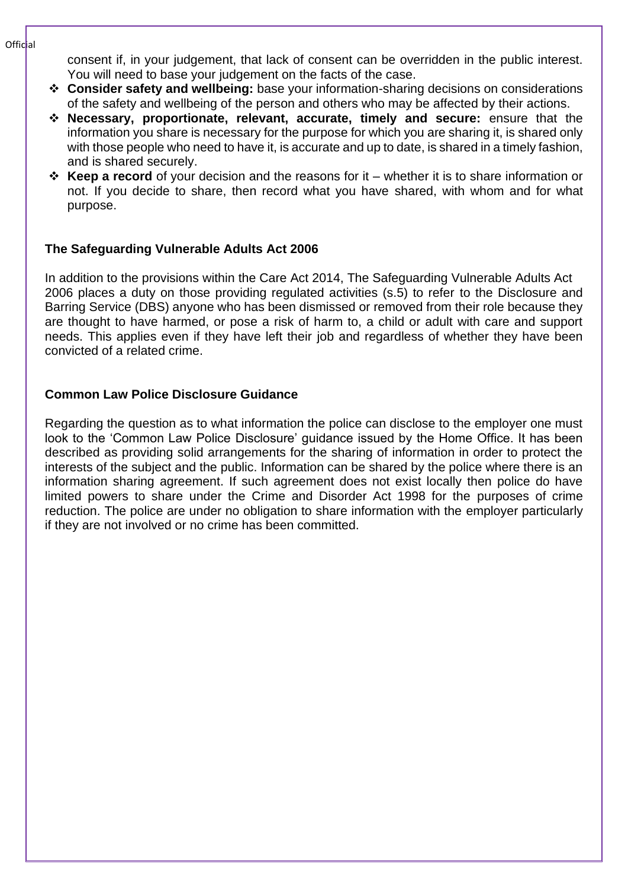consent if, in your judgement, that lack of consent can be overridden in the public interest. You will need to base your judgement on the facts of the case.

- **Consider safety and wellbeing:** base your information-sharing decisions on considerations of the safety and wellbeing of the person and others who may be affected by their actions.
- **Necessary, proportionate, relevant, accurate, timely and secure:** ensure that the information you share is necessary for the purpose for which you are sharing it, is shared only with those people who need to have it, is accurate and up to date, is shared in a timely fashion, and is shared securely.
- **Keep a record** of your decision and the reasons for it – whether it is to share information or not. If you decide to share, then record what you have shared, with whom and for what purpose.

### The Safeguarding Vulnerable Adults Act 2006

In addition to the provisions within the Care Act 2014, The Safeguarding Vulnerable Adults Act 2006 places a duty on those providing regulated activities (s.5) to refer to the Disclosure and Barring Service (DBS) anyone who has been dismissed or removed from their role because they are thought to have harmed, or pose a risk of harm to, a child or adult with care and support needs. This applies even if they have left their job and regardless of whether they have been convicted of a related crime.

### Common Law Police Disclosure Guidance

Regarding the question as to what information the police can disclose to the employer one must look to the 'Common Law Police Disclosure' guidance issued by the Home Office. It has been described as providing solid arrangements for the sharing of information in order to protect the interests of the subject and the public. Information can be shared by the police where there is an information sharing agreement. If such agreement does not exist locally then police do have limited powers to share under the Crime and Disorder Act 1998 for the purposes of crime reduction. The police are under no obligation to share information with the employer particularly if they are not involved or no crime has been committed.